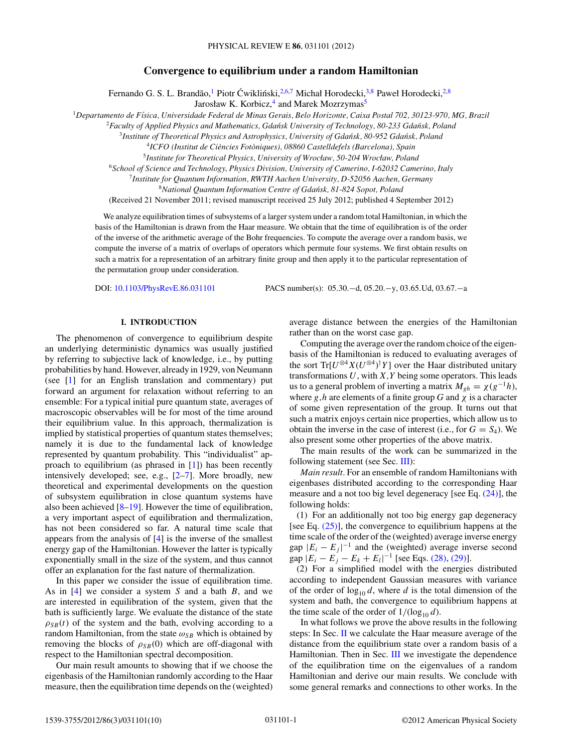# Convergence to equilibrium under a random Hamiltonian

Fernando G. S. L. Brandão,[1] Piotr Ćwikliński,[2,6,7] Michał Horodecki,[3,8] Paweł Horodecki,[2,8] Jarosław K. Korbicz,[4] and Marek Mozrzymas[5]

[1]Departamento de Física, Universidade Federal de Minas Gerais, Belo Horizonte, Caixa Postal 702, 30123-970, MG, Brazil
[2]Faculty of Applied Physics and Mathematics, Gdańsk University of Technology, 80-233 Gdańsk, Poland
[3]Institute of Theoretical Physics and Astrophysics, University of Gdańsk, 80-952 Gdańsk, Poland
[4]ICFO (Institut de Ciències Fotòniques), 08860 Castelldefels (Barcelona), Spain
[5]Institute for Theoretical Physics, University of Wrocław, 50-204 Wrocław, Poland
[6]School of Science and Technology, Physics Division, University of Camerino, I-62032 Camerino, Italy
[7]Institute for Quantum Information, RWTH Aachen University, D-52056 Aachen, Germany
[8]National Quantum Information Centre of Gdańsk, 81-824 Sopot, Poland

(Received 21 November 2011; revised manuscript received 25 July 2012; published 4 September 2012)

We analyze equilibration times of subsystems of a larger system under a random total Hamiltonian, in which the basis of the Hamiltonian is drawn from the Haar measure. We obtain that the time of equilibration is of the order of the inverse of the arithmetic average of the Bohr frequencies. To compute the average over a random basis, we compute the inverse of a matrix of overlaps of operators which permute four systems. We first obtain results on such a matrix for a representation of an arbitrary finite group and then apply it to the particular representation of the permutation group under consideration.

DOI: 10.1103/PhysRevE.86.031101  PACS number(s): 05.30.−d, 05.20.−y, 03.65.Ud, 03.67.−a

## I. INTRODUCTION

The phenomenon of convergence to equilibrium despite an underlying deterministic dynamics was usually justified by referring to subjective lack of knowledge, i.e., by putting probabilities by hand. However, already in 1929, von Neumann (see [1] for an English translation and commentary) put forward an argument for relaxation without referring to an ensemble: For a typical initial pure quantum state, averages of macroscopic observables will be for most of the time around their equilibrium value. In this approach, thermalization is implied by statistical properties of quantum states themselves; namely it is due to the fundamental lack of knowledge represented by quantum probability. This "individualist" approach to equilibrium (as phrased in [1]) has been recently intensively developed; see, e.g., [2–7]. More broadly, new theoretical and experimental developments on the question of subsystem equilibration in close quantum systems have also been achieved [8–19]. However the time of equilibration, a very important aspect of equilibration and thermalization, has not been considered so far. A natural time scale that appears from the analysis of [4] is the inverse of the smallest energy gap of the Hamiltonian. However the latter is typically exponentially small in the size of the system, and thus cannot offer an explanation for the fast nature of thermalization.

In this paper we consider the issue of equilibration time. As in [4] we consider a system $S$ and a bath $B$, and we are interested in equilibration of the system, given that the bath is sufficiently large. We evaluate the distance of the state $\rho_{SB}(t)$ of the system and the bath, evolving according to a random Hamiltonian, from the state $\omega_{SB}$ which is obtained by removing the blocks of $\rho_{SB}(0)$ which are off-diagonal with respect to the Hamiltonian spectral decomposition.

Our main result amounts to showing that if we choose the eigenbasis of the Hamiltonian randomly according to the Haar measure, then the equilibration time depends on the (weighted) average distance between the energies of the Hamiltonian rather than on the worst case gap.

Computing the average over the random choice of the eigenbasis of the Hamiltonian is reduced to evaluating averages of the sort $\mathrm{Tr}[U^{\otimes 4}X(U^{\otimes 4})^{\dagger}Y]$ over the Haar distributed unitary transformations $U$, with $X,Y$ being some operators. This leads us to a general problem of inverting a matrix $M_{gh} = \chi(g^{-1}h)$, where $g,h$ are elements of a finite group $G$ and $\chi$ is a character of some given representation of the group. It turns out that such a matrix enjoys certain nice properties, which allow us to obtain the inverse in the case of interest (i.e., for $G = S_4$). We also present some other properties of the above matrix.

The main results of the work can be summarized in the following statement (see Sec. III):

*Main result*. For an ensemble of random Hamiltonians with eigenbases distributed according to the corresponding Haar measure and a not too big level degeneracy [see Eq. (24)], the following holds:

(1) For an additionally not too big energy gap degeneracy [see Eq. (25)], the convergence to equilibrium happens at the time scale of the order of the (weighted) average inverse energy gap $|E_i - E_j|^{-1}$ and the (weighted) average inverse second gap $|E_i - E_j - E_k + E_l|^{-1}$ [see Eqs. (28), (29)].

(2) For a simplified model with the energies distributed according to independent Gaussian measures with variance of the order of $\log_{10} d$, where $d$ is the total dimension of the system and bath, the convergence to equilibrium happens at the time scale of the order of $1/(\log_{10} d)$.

In what follows we prove the above results in the following steps: In Sec. II we calculate the Haar measure average of the distance from the equilibrium state over a random basis of a Hamiltonian. Then in Sec. III we investigate the dependence of the equilibration time on the eigenvalues of a random Hamiltonian and derive our main results. We conclude with some general remarks and connections to other works. In the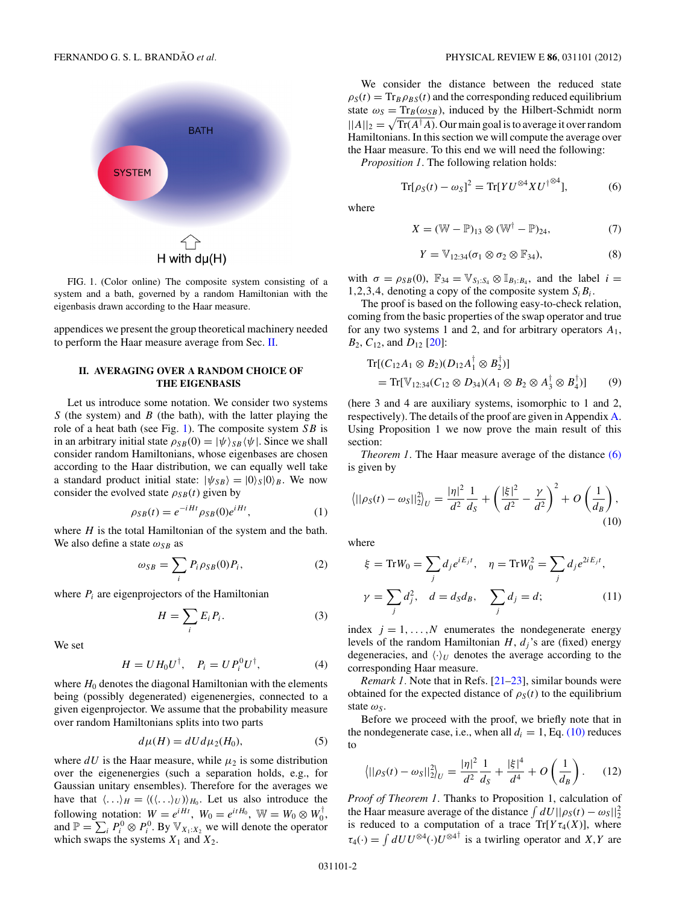FIG. 1. (Color online) The composite system consisting of a system and a bath, governed by a random Hamiltonian with the eigenbasis drawn according to the Haar measure.

appendices we present the group theoretical machinery needed to perform the Haar measure average from Sec. II.

## II. AVERAGING OVER A RANDOM CHOICE OF THE EIGENBASIS

Let us introduce some notation. We consider two systems $S$ (the system) and $B$ (the bath), with the latter playing the role of a heat bath (see Fig. 1). The composite system $SB$ is in an arbitrary initial state $\rho_{SB}(0) = |\psi\rangle_{SB}\langle\psi|$. Since we shall consider random Hamiltonians, whose eigenbases are chosen according to the Haar distribution, we can equally well take a standard product initial state: $|\psi_{SB}\rangle = |0\rangle_S|0\rangle_B$. We now consider the evolved state $\rho_{SB}(t)$ given by

$$\rho_{SB}(t) = e^{-iHt}\rho_{SB}(0)e^{iHt}, \tag{1}$$

where $H$ is the total Hamiltonian of the system and the bath. We also define a state $\omega_{SB}$ as

$$\omega_{SB} = \sum_i P_i \rho_{SB}(0) P_i, \tag{2}$$

where $P_i$ are eigenprojectors of the Hamiltonian

$$H = \sum_i E_i P_i. \tag{3}$$

We set

$$H = U H_0 U^\dagger, \quad P_i = U P_i^0 U^\dagger, \tag{4}$$

where $H_0$ denotes the diagonal Hamiltonian with the elements being (possibly degenerated) eigenenergies, connected to a given eigenprojector. We assume that the probability measure over random Hamiltonians splits into two parts

$$d\mu(H) = dU d\mu_2(H_0), \tag{5}$$

where $dU$ is the Haar measure, while $\mu_2$ is some distribution over the eigenenergies (such a separation holds, e.g., for Gaussian unitary ensembles). Therefore for the averages we have that $\langle \ldots \rangle_H = \langle\langle \ldots \rangle_U\rangle_{H_0}$. Let us also introduce the following notation: $W = e^{iHt}$, $W_0 = e^{itH_0}$, $\mathbb{W} = W_0 \otimes W_0^\dagger$, and $\mathbb{P} = \sum_i P_i^0 \otimes P_i^0$. By $\mathbb{V}_{X_1:X_2}$ we will denote the operator which swaps the systems $X_1$ and $X_2$.

We consider the distance between the reduced state $\rho_S(t) = \mathrm{Tr}_B \rho_{BS}(t)$ and the corresponding reduced equilibrium state $\omega_S = \mathrm{Tr}_B(\omega_{SB})$, induced by the Hilbert-Schmidt norm $||A||_2 = \sqrt{\mathrm{Tr}(A^\dagger A)}$. Our main goal is to average it over random Hamiltonians. In this section we will compute the average over the Haar measure. To this end we will need the following:

*Proposition 1*. The following relation holds:

$$\mathrm{Tr}[\rho_S(t) - \omega_S]^2 = \mathrm{Tr}[Y U^{\otimes 4} X U^{\dagger \otimes 4}], \tag{6}$$

where

$$X = (\mathbb{W} - \mathbb{P})_{13} \otimes (\mathbb{W}^\dagger - \mathbb{P})_{24}, \tag{7}$$

$$Y = \mathbb{V}_{12:34}(\sigma_1 \otimes \sigma_2 \otimes \mathbb{F}_{34}), \tag{8}$$

with $\sigma = \rho_{SB}(0)$, $\mathbb{F}_{34} = \mathbb{V}_{S_3:S_4} \otimes \mathbb{I}_{B_3:B_4}$, and the label $i = 1,2,3,4$, denoting a copy of the composite system $S_i B_i$.

The proof is based on the following easy-to-check relation, coming from the basic properties of the swap operator and true for any two systems 1 and 2, and for arbitrary operators $A_1$, $B_2$, $C_{12}$, and $D_{12}$ [20]:

$$\begin{aligned} &\mathrm{Tr}[(C_{12} A_1 \otimes B_2)(D_{12} A_1^\dagger \otimes B_2^\dagger)] \\ &\quad = \mathrm{Tr}[\mathbb{V}_{12:34}(C_{12} \otimes D_{34})(A_1 \otimes B_2 \otimes A_3^\dagger \otimes B_4^\dagger)] \end{aligned} \tag{9}$$

(here 3 and 4 are auxiliary systems, isomorphic to 1 and 2, respectively). The details of the proof are given in Appendix A. Using Proposition 1 we now prove the main result of this section:

*Theorem 1*. The Haar measure average of the distance (6) is given by

$$\langle ||\rho_S(t) - \omega_S||_2^2 \rangle_U = \frac{|\eta|^2}{d^2}\frac{1}{d_S} + \left(\frac{|\xi|^2}{d^2} - \frac{\gamma}{d^2}\right)^2 + O\left(\frac{1}{d_B}\right), \tag{10}$$

where

$$\xi = \mathrm{Tr} W_0 = \sum_j d_j e^{iE_j t}, \quad \eta = \mathrm{Tr} W_0^2 = \sum_j d_j e^{2iE_j t},$$

$$\gamma = \sum_j d_j^2, \quad d = d_S d_B, \quad \sum_j d_j = d; \tag{11}$$

index $j = 1,\ldots,N$ enumerates the nondegenerate energy levels of the random Hamiltonian $H$, $d_j$'s are (fixed) energy degeneracies, and $\langle\cdot\rangle_U$ denotes the average according to the corresponding Haar measure.

*Remark 1*. Note that in Refs. [21–23], similar bounds were obtained for the expected distance of $\rho_S(t)$ to the equilibrium state $\omega_S$.

Before we proceed with the proof, we briefly note that in the nondegenerate case, i.e., when all $d_i = 1$, Eq. (10) reduces to

$$\langle ||\rho_S(t) - \omega_S||_2^2 \rangle_U = \frac{|\eta|^2}{d^2}\frac{1}{d_S} + \frac{|\xi|^4}{d^4} + O\left(\frac{1}{d_B}\right). \tag{12}$$

*Proof of Theorem 1*. Thanks to Proposition 1, calculation of the Haar measure average of the distance $\int dU ||\rho_S(t) - \omega_S||_2^2$ is reduced to a computation of a trace $\mathrm{Tr}[Y\tau_4(X)]$, where $\tau_4(\cdot) = \int dU U^{\otimes 4}(\cdot)U^{\otimes 4\dagger}$ is a twirling operator and $X, Y$ are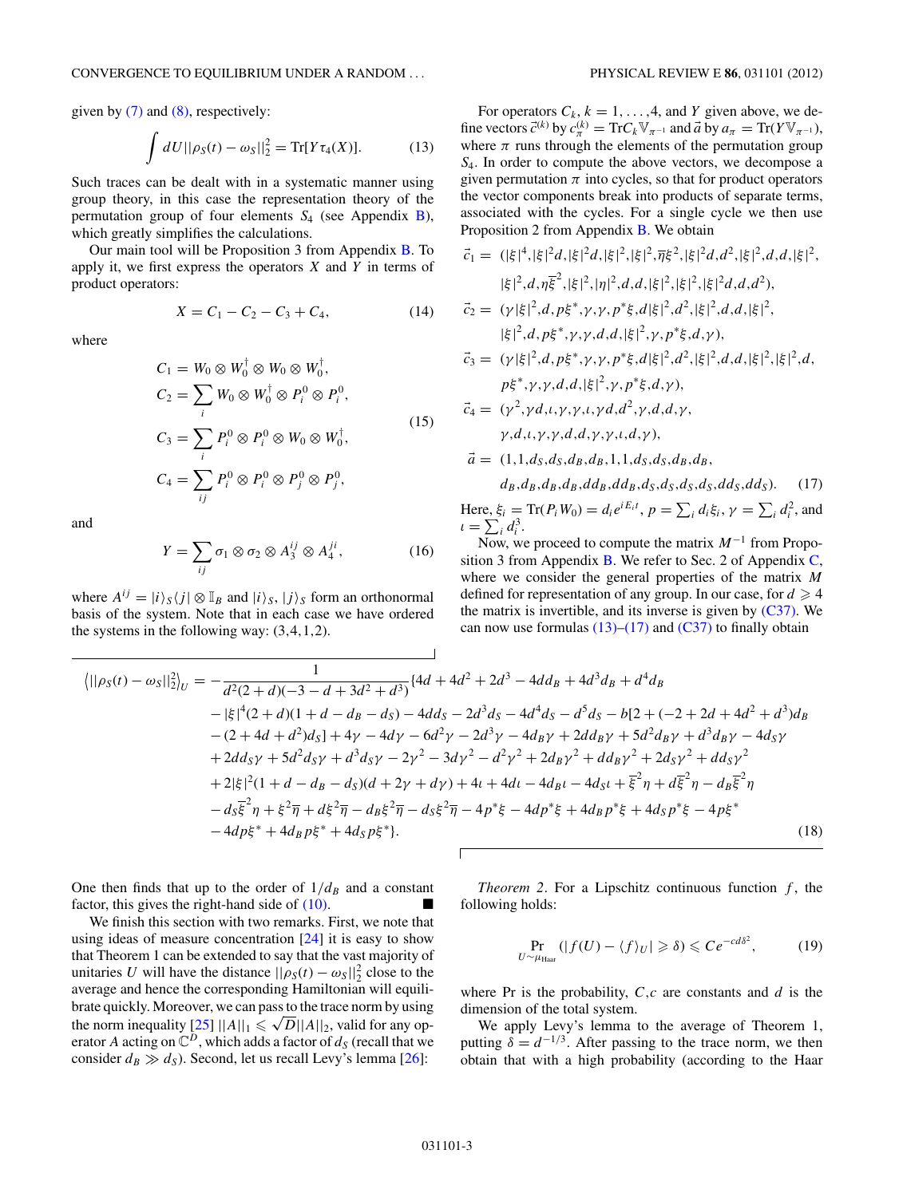given by (7) and (8), respectively:

$$\int dU ||\rho_S(t) - \omega_S||_2^2 = \mathrm{Tr}[Y\tau_4(X)]. \tag{13}$$

Such traces can be dealt with in a systematic manner using group theory, in this case the representation theory of the permutation group of four elements $S_4$ (see Appendix B), which greatly simplifies the calculations.

Our main tool will be Proposition 3 from Appendix B. To apply it, we first express the operators $X$ and $Y$ in terms of product operators:

$$X = C_1 - C_2 - C_3 + C_4, \tag{14}$$

where

$$\begin{aligned} C_1 &= W_0 \otimes W_0^\dagger \otimes W_0 \otimes W_0^\dagger, \\ C_2 &= \sum_i W_0 \otimes W_0^\dagger \otimes P_i^0 \otimes P_i^0, \\ C_3 &= \sum_i P_i^0 \otimes P_i^0 \otimes W_0 \otimes W_0^\dagger, \\ C_4 &= \sum_{ij} P_i^0 \otimes P_i^0 \otimes P_j^0 \otimes P_j^0, \end{aligned} \tag{15}$$

and

$$Y = \sum_{ij} \sigma_1 \otimes \sigma_2 \otimes A_3^{ij} \otimes A_4^{ji}, \tag{16}$$

where $A^{ij} = |i\rangle_S\langle j| \otimes \mathbb{I}_B$ and $|i\rangle_S, |j\rangle_S$ form an orthonormal basis of the system. Note that in each case we have ordered the systems in the following way: (3,4,1,2).

For operators $C_k$, $k = 1,\ldots,4$, and $Y$ given above, we define vectors $\vec{c}^{(k)}$ by $c_\pi^{(k)} = \mathrm{Tr} C_k \mathbb{V}_{\pi^{-1}}$ and $\vec{a}$ by $a_\pi = \mathrm{Tr}(Y\mathbb{V}_{\pi^{-1}})$, where $\pi$ runs through the elements of the permutation group $S_4$. In order to compute the above vectors, we decompose a given permutation $\pi$ into cycles, so that for product operators the vector components break into products of separate terms, associated with the cycles. For a single cycle we then use Proposition 2 from Appendix B. We obtain

$$\begin{aligned} \vec{c}_1 =\ & (|\xi|^4, |\xi|^2 d, |\xi|^2 d, |\xi|^2, |\xi|^2, \overline{\eta}\xi^2, |\xi|^2 d, d^2, |\xi|^2, d, d, |\xi|^2, \\ & |\xi|^2, d, \eta\overline{\xi}^2, |\xi|^2, |\eta|^2, d, d, |\xi|^2, |\xi|^2, |\xi|^2 d, d, d^2), \\ \vec{c}_2 =\ & (\gamma|\xi|^2, d, p\xi^*, \gamma, \gamma, p^*\xi, d|\xi|^2, d^2, |\xi|^2, d, d, |\xi|^2, \\ & |\xi|^2, d, p\xi^*, \gamma, \gamma, d, d, |\xi|^2, \gamma, p^*\xi, d, \gamma), \\ \vec{c}_3 =\ & (\gamma|\xi|^2, d, p\xi^*, \gamma, \gamma, p^*\xi, d|\xi|^2, d^2, |\xi|^2, d, d, |\xi|^2, |\xi|^2, d, \\ & p\xi^*, \gamma, \gamma, d, d, |\xi|^2, \gamma, p^*\xi, d, \gamma), \\ \vec{c}_4 =\ & (\gamma^2, \gamma d, \iota, \gamma, \gamma, \iota, \gamma d, d^2, \gamma, d, d, \gamma, \\ & \gamma, d, \iota, \gamma, \gamma, d, d, \gamma, \gamma, \iota, d, \gamma), \\ \vec{a} =\ & (1, 1, d_S, d_S, d_B, d_B, 1, 1, d_S, d_S, d_B, d_B, \\ & d_B, d_B, d_B, d_B, dd_B, dd_B, d_S, d_S, d_S, d_S, dd_S, dd_S). \end{aligned} \tag{17}$$

Here, $\xi_i = \mathrm{Tr}(P_i W_0) = d_i e^{iE_i t}$, $p = \sum_i d_i \xi_i$, $\gamma = \sum_i d_i^2$, and $\iota = \sum_i d_i^3$.

Now, we proceed to compute the matrix $M^{-1}$ from Proposition 3 from Appendix B. We refer to Sec. 2 of Appendix C, where we consider the general properties of the matrix $M$ defined for representation of any group. In our case, for $d \geqslant 4$ the matrix is invertible, and its inverse is given by (C37). We can now use formulas (13)–(17) and (C37) to finally obtain

$$\begin{aligned} \langle ||\rho_S(t) - \omega_S||_2^2 \rangle_U =\ & -\frac{1}{d^2(2+d)(-3-d+3d^2+d^3)} \{4d + 4d^2 + 2d^3 - 4dd_B + 4d^3 d_B + d^4 d_B \\ & - |\xi|^4(2+d)(1+d-d_B-d_S) - 4dd_S - 2d^3 d_S - 4d^4 d_S - d^5 d_S - b[2 + (-2 + 2d + 4d^2 + d^3)d_B \\ & - (2 + 4d + d^2)d_S] + 4\gamma - 4d\gamma - 6d^2\gamma - 2d^3\gamma - 4d_B\gamma + 2dd_B\gamma + 5d^2 d_B\gamma + d^3 d_B\gamma - 4d_S\gamma \\ & + 2dd_S\gamma + 5d^2 d_S\gamma + d^3 d_S\gamma - 2\gamma^2 - 3d\gamma^2 - d^2\gamma^2 + 2d_B\gamma^2 + dd_B\gamma^2 + 2d_S\gamma^2 + dd_S\gamma^2 \\ & + 2|\xi|^2(1 + d - d_B - d_S)(d + 2\gamma + d\gamma) + 4\iota + 4d\iota - 4d_B\iota - 4d_S\iota + \overline{\xi}^2\eta + d\overline{\xi}^2\eta - d_B\overline{\xi}^2\eta \\ & - d_S\overline{\xi}^2\eta + \xi^2\overline{\eta} + d\xi^2\overline{\eta} - d_B\xi^2\overline{\eta} - d_S\xi^2\overline{\eta} - 4p^*\xi - 4dp^*\xi + 4d_B p^*\xi + 4d_S p^*\xi - 4p\xi^* \\ & - 4dp\xi^* + 4d_B p\xi^* + 4d_S p\xi^*\}. \end{aligned} \tag{18}$$

One then finds that up to the order of $1/d_B$ and a constant factor, this gives the right-hand side of (10). ■

We finish this section with two remarks. First, we note that using ideas of measure concentration [24] it is easy to show that Theorem 1 can be extended to say that the vast majority of unitaries $U$ will have the distance $||\rho_S(t) - \omega_S||_2^2$ close to the average and hence the corresponding Hamiltonian will equilibrate quickly. Moreover, we can pass to the trace norm by using the norm inequality [25] $||A||_1 \leqslant \sqrt{D}||A||_2$, valid for any operator $A$ acting on $\mathbb{C}^D$, which adds a factor of $d_S$ (recall that we consider $d_B \gg d_S$). Second, let us recall Levy's lemma [26]:

*Theorem 2*. For a Lipschitz continuous function $f$, the following holds:

$$\Pr_{U \sim \mu_{\mathrm{Haar}}} (|f(U) - \langle f \rangle_U| \geqslant \delta) \leqslant C e^{-cd\delta^2}, \tag{19}$$

where Pr is the probability, $C, c$ are constants and $d$ is the dimension of the total system.

We apply Levy's lemma to the average of Theorem 1, putting $\delta = d^{-1/3}$. After passing to the trace norm, we then obtain that with a high probability (according to the Haar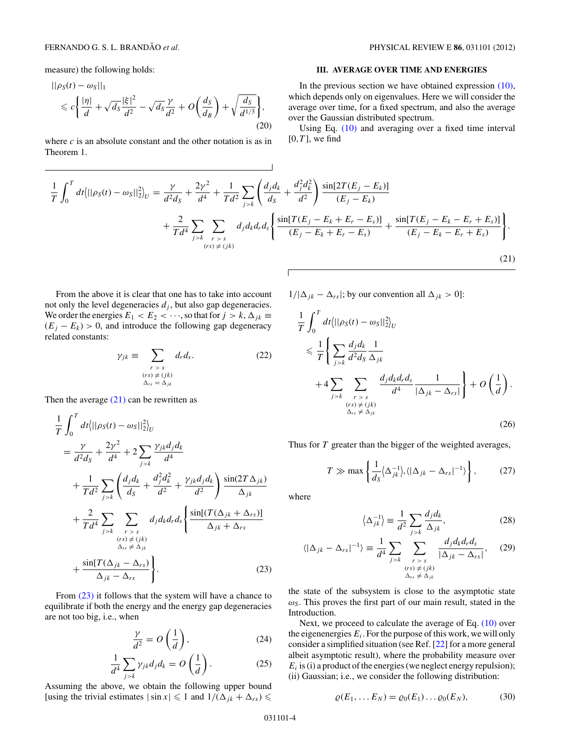measure) the following holds:

$$||\rho_S(t) - \omega_S||_1 \leqslant c\left\{ \frac{|\eta|}{d} + \sqrt{d_S}\frac{|\xi|^2}{d^2} - \sqrt{d_S}\frac{\gamma}{d^2} + O\left(\frac{d_S}{d_B}\right) + \sqrt{\frac{d_S}{d^{1/3}}} \right\}, \tag{20}$$

where $c$ is an absolute constant and the other notation is as in Theorem 1.

$$\frac{1}{T}\int_0^T dt \langle ||\rho_S(t) - \omega_S||_2^2 \rangle_U = \frac{\gamma}{d^2 d_S} + \frac{2\gamma^2}{d^4} + \frac{1}{Td^2}\sum_{j>k}\left(\frac{d_j d_k}{d_S} + \frac{d_j^2 d_k^2}{d^2}\right)\frac{\sin[2T(E_j - E_k)]}{(E_j - E_k)}$$
$$+ \frac{2}{Td^4}\sum_{j>k}\sum_{\substack{r>s \\ (rs)\neq(jk)}} d_j d_k d_r d_s \left\{ \frac{\sin[T(E_j - E_k + E_r - E_s)]}{(E_j - E_k + E_r - E_s)} + \frac{\sin[T(E_j - E_k - E_r + E_s)]}{(E_j - E_k - E_r + E_s)} \right\}. \tag{21}$$

From the above it is clear that one has to take into account not only the level degeneracies $d_j$, but also gap degeneracies. We order the energies $E_1 < E_2 < \cdots$, so that for $j > k$, $\Delta_{jk} \equiv (E_j - E_k) > 0$, and introduce the following gap degeneracy related constants:

$$\gamma_{jk} \equiv \sum_{\substack{r>s \\ (rs)\neq(jk) \\ \Delta_{rs} = \Delta_{jk}}} d_r d_s. \tag{22}$$

Then the average (21) can be rewritten as

$$\begin{aligned}
\frac{1}{T}\int_0^T dt \langle ||\rho_S(t) - \omega_S||_2^2 \rangle_U
&= \frac{\gamma}{d^2 d_S} + \frac{2\gamma^2}{d^4} + 2\sum_{j>k}\frac{\gamma_{jk} d_j d_k}{d^4} \\
&\quad + \frac{1}{Td^2}\sum_{j>k}\left(\frac{d_j d_k}{d_S} + \frac{d_j^2 d_k^2}{d^2} + \frac{\gamma_{jk} d_j d_k}{d^2}\right)\frac{\sin(2T\Delta_{jk})}{\Delta_{jk}} \\
&\quad + \frac{2}{Td^4}\sum_{j>k}\sum_{\substack{r>s \\ (rs)\neq(jk) \\ \Delta_{rs}\neq\Delta_{jk}}} d_j d_k d_r d_s \left\{ \frac{\sin[(T(\Delta_{jk} + \Delta_{rs})]}{\Delta_{jk} + \Delta_{rs}} + \frac{\sin[T(\Delta_{jk} - \Delta_{rs})]}{\Delta_{jk} - \Delta_{rs}} \right\}.
\end{aligned} \tag{23}$$

From (23) it follows that the system will have a chance to equilibrate if both the energy and the energy gap degeneracies are not too big, i.e., when

$$\frac{\gamma}{d^2} = O\left(\frac{1}{d}\right), \tag{24}$$

$$\frac{1}{d^4}\sum_{j>k}\gamma_{jk} d_j d_k = O\left(\frac{1}{d}\right). \tag{25}$$

Assuming the above, we obtain the following upper bound [using the trivial estimates $|\sin x| \leqslant 1$ and $1/(\Delta_{jk} + \Delta_{rs}) \leqslant 1/|\Delta_{jk} - \Delta_{rs}|$; by our convention all $\Delta_{jk} > 0$]:

$$\frac{1}{T}\int_0^T dt \langle ||\rho_S(t) - \omega_S||_2^2 \rangle_U \leqslant \frac{1}{T}\left\{ \sum_{j>k}\frac{d_j d_k}{d^2 d_S}\frac{1}{\Delta_{jk}} + 4\sum_{j>k}\sum_{\substack{r>s \\ (rs)\neq(jk) \\ \Delta_{rs}\neq\Delta_{jk}}} \frac{d_j d_k d_r d_s}{d^4}\frac{1}{|\Delta_{jk} - \Delta_{rs}|} \right\} + O\left(\frac{1}{d}\right). \tag{26}$$

Thus for $T$ greater than the bigger of the weighted averages,

$$T \gg \max\left\{ \frac{1}{d_S}\langle \Delta_{jk}^{-1} \rangle, \langle |\Delta_{jk} - \Delta_{rs}|^{-1} \rangle \right\}, \tag{27}$$

where

$$\langle \Delta_{jk}^{-1} \rangle \equiv \frac{1}{d^2}\sum_{j>k}\frac{d_j d_k}{\Delta_{jk}}, \tag{28}$$

$$\langle |\Delta_{jk} - \Delta_{rs}|^{-1} \rangle \equiv \frac{1}{d^4}\sum_{j>k}\sum_{\substack{r>s \\ (rs)\neq(jk) \\ \Delta_{rs}\neq\Delta_{jk}}} \frac{d_j d_k d_r d_s}{|\Delta_{jk} - \Delta_{rs}|}, \tag{29}$$

the state of the subsystem is close to the asymptotic state $\omega_S$. This proves the first part of our main result, stated in the Introduction.

## III. AVERAGE OVER TIME AND ENERGIES

In the previous section we have obtained expression (10), which depends only on eigenvalues. Here we will consider the average over time, for a fixed spectrum, and also the average over the Gaussian distributed spectrum.

Using Eq. (10) and averaging over a fixed time interval $[0,T]$, we find (21).

Next, we proceed to calculate the average of Eq. (10) over the eigenenergies $E_i$. For the purpose of this work, we will only consider a simplified situation (see Ref. [22] for a more general albeit asymptotic result), where the probability measure over $E_i$ is (i) a product of the energies (we neglect energy repulsion); (ii) Gaussian; i.e., we consider the following distribution:

$$\varrho(E_1, \ldots E_N) = \varrho_0(E_1)\ldots\varrho_0(E_N), \tag{30}$$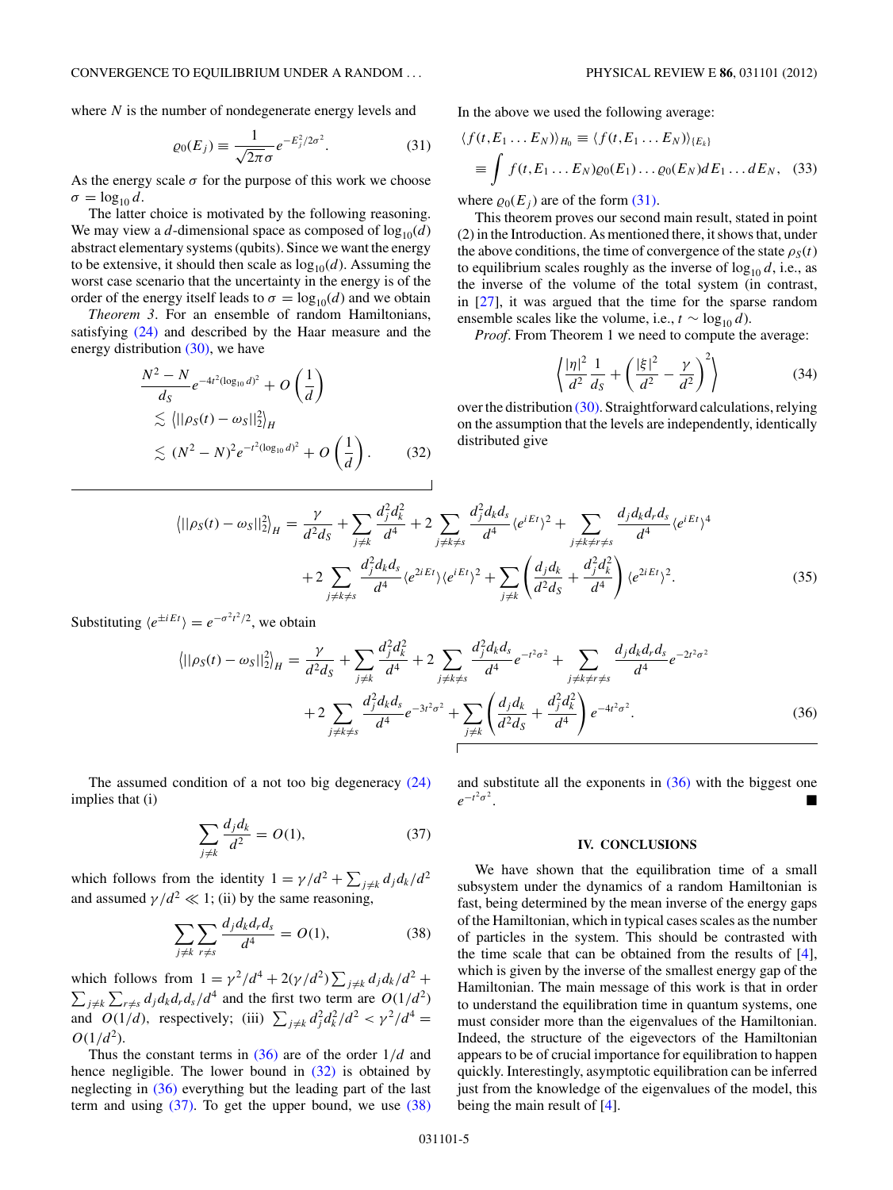where $N$ is the number of nondegenerate energy levels and

$$\varrho_0(E_j) \equiv \frac{1}{\sqrt{2\pi}\sigma} e^{-E_j^2/2\sigma^2}. \tag{31}$$

As the energy scale $\sigma$ for the purpose of this work we choose $\sigma = \log_{10} d$.

The latter choice is motivated by the following reasoning. We may view a $d$-dimensional space as composed of $\log_{10}(d)$ abstract elementary systems (qubits). Since we want the energy to be extensive, it should then scale as $\log_{10}(d)$. Assuming the worst case scenario that the uncertainty in the energy is of the order of the energy itself leads to $\sigma = \log_{10}(d)$ and we obtain

*Theorem 3*. For an ensemble of random Hamiltonians, satisfying (24) and described by the Haar measure and the energy distribution (30), we have

$$\begin{aligned}
&\frac{N^2 - N}{d_S} e^{-4t^2(\log_{10} d)^2} + O\left(\frac{1}{d}\right) \\
&\lesssim \langle ||\rho_S(t) - \omega_S||_2^2 \rangle_H \\
&\lesssim (N^2 - N)^2 e^{-t^2(\log_{10} d)^2} + O\left(\frac{1}{d}\right).
\end{aligned} \tag{32}$$

In the above we used the following average:

$$\begin{aligned}
\langle f(t, E_1 \dots E_N) \rangle_{H_0} &\equiv \langle f(t, E_1 \dots E_N) \rangle_{\{E_k\}} \\
&\equiv \int f(t, E_1 \dots E_N) \varrho_0(E_1) \dots \varrho_0(E_N) dE_1 \dots dE_N,
\end{aligned} \tag{33}$$

where $\varrho_0(E_j)$ are of the form (31).

This theorem proves our second main result, stated in point (2) in the Introduction. As mentioned there, it shows that, under the above conditions, the time of convergence of the state $\rho_S(t)$ to equilibrium scales roughly as the inverse of $\log_{10} d$, i.e., as the inverse of the volume of the total system (in contrast, in [27], it was argued that the time for the sparse random ensemble scales like the volume, i.e., $t \sim \log_{10} d$).

*Proof*. From Theorem 1 we need to compute the average:

$$\left\langle \frac{|\eta|^2}{d^2} \frac{1}{d_S} + \left( \frac{|\xi|^2}{d^2} - \frac{\gamma}{d^2} \right)^2 \right\rangle \tag{34}$$

over the distribution (30). Straightforward calculations, relying on the assumption that the levels are independently, identically distributed give

$$\begin{aligned}
\langle ||\rho_S(t) - \omega_S||_2^2 \rangle_H = &\frac{\gamma}{d^2 d_S} + \sum_{j \neq k} \frac{d_j^2 d_k^2}{d^4} + 2 \sum_{j \neq k \neq s} \frac{d_j^2 d_k d_s}{d^4} \langle e^{iEt} \rangle^2 + \sum_{j \neq k \neq r \neq s} \frac{d_j d_k d_r d_s}{d^4} \langle e^{iEt} \rangle^4 \\
&+ 2 \sum_{j \neq k \neq s} \frac{d_j^2 d_k d_s}{d^4} \langle e^{2iEt} \rangle \langle e^{iEt} \rangle^2 + \sum_{j \neq k} \left( \frac{d_j d_k}{d^2 d_S} + \frac{d_j^2 d_k^2}{d^4} \right) \langle e^{2iEt} \rangle^2.
\end{aligned} \tag{35}$$

Substituting $\langle e^{\pm iEt} \rangle = e^{-\sigma^2 t^2/2}$, we obtain

$$\begin{aligned}
\langle ||\rho_S(t) - \omega_S||_2^2 \rangle_H = &\frac{\gamma}{d^2 d_S} + \sum_{j \neq k} \frac{d_j^2 d_k^2}{d^4} + 2 \sum_{j \neq k \neq s} \frac{d_j^2 d_k d_s}{d^4} e^{-t^2 \sigma^2} + \sum_{j \neq k \neq r \neq s} \frac{d_j d_k d_r d_s}{d^4} e^{-2t^2 \sigma^2} \\
&+ 2 \sum_{j \neq k \neq s} \frac{d_j^2 d_k d_s}{d^4} e^{-3t^2 \sigma^2} + \sum_{j \neq k} \left( \frac{d_j d_k}{d^2 d_S} + \frac{d_j^2 d_k^2}{d^4} \right) e^{-4t^2 \sigma^2}.
\end{aligned} \tag{36}$$

The assumed condition of a not too big degeneracy (24) implies that (i)

$$\sum_{j \neq k} \frac{d_j d_k}{d^2} = O(1), \tag{37}$$

which follows from the identity $1 = \gamma/d^2 + \sum_{j \neq k} d_j d_k/d^2$ and assumed $\gamma/d^2 \ll 1$; (ii) by the same reasoning,

$$\sum_{j \neq k} \sum_{r \neq s} \frac{d_j d_k d_r d_s}{d^4} = O(1), \tag{38}$$

which follows from $1 = \gamma^2/d^4 + 2(\gamma/d^2) \sum_{j \neq k} d_j d_k/d^2 + \sum_{j \neq k} \sum_{r \neq s} d_j d_k d_r d_s/d^4$ and the first two term are $O(1/d^2)$ and $O(1/d)$, respectively; (iii) $\sum_{j \neq k} d_j^2 d_k^2/d^2 < \gamma^2/d^4 = O(1/d^2)$.

Thus the constant terms in (36) are of the order $1/d$ and hence negligible. The lower bound in (32) is obtained by neglecting in (36) everything but the leading part of the last term and using (37). To get the upper bound, we use (38) and substitute all the exponents in (36) with the biggest one $e^{-t^2\sigma^2}$. ■

## IV. CONCLUSIONS

We have shown that the equilibration time of a small subsystem under the dynamics of a random Hamiltonian is fast, being determined by the mean inverse of the energy gaps of the Hamiltonian, which in typical cases scales as the number of particles in the system. This should be contrasted with the time scale that can be obtained from the results of [4], which is given by the inverse of the smallest energy gap of the Hamiltonian. The main message of this work is that in order to understand the equilibration time in quantum systems, one must consider more than the eigenvalues of the Hamiltonian. Indeed, the structure of the eigevectors of the Hamiltonian appears to be of crucial importance for equilibration to happen quickly. Interestingly, asymptotic equilibration can be inferred just from the knowledge of the eigenvalues of the model, this being the main result of [4].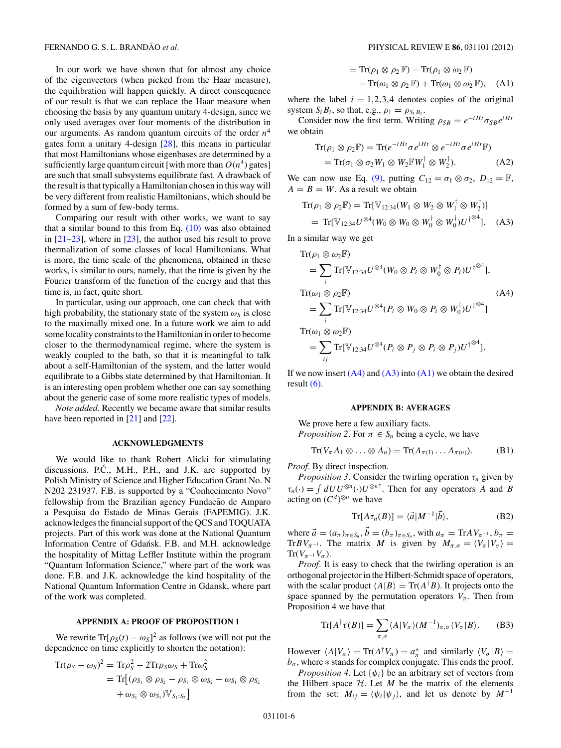In our work we have shown that for almost any choice of the eigenvectors (when picked from the Haar measure), the equilibration will happen quickly. A direct consequence of our result is that we can replace the Haar measure when choosing the basis by any quantum unitary 4-design, since we only used averages over four moments of the distribution in our arguments. As random quantum circuits of the order $n^4$ gates form a unitary 4-design [28], this means in particular that most Hamiltonians whose eigenbases are determined by a sufficiently large quantum circuit [with more than $O(n^4)$ gates] are such that small subsystems equilibrate fast. A drawback of the result is that typically a Hamiltonian chosen in this way will be very different from realistic Hamiltonians, which should be formed by a sum of few-body terms.

Comparing our result with other works, we want to say that a similar bound to this from Eq. (10) was also obtained in [21–23], where in [23], the author used his result to prove thermalization of some classes of local Hamiltonians. What is more, the time scale of the phenomena, obtained in these works, is similar to ours, namely, that the time is given by the Fourier transform of the function of the energy and that this time is, in fact, quite short.

In particular, using our approach, one can check that with high probability, the stationary state of the system $\omega_S$ is close to the maximally mixed one. In a future work we aim to add some locality constraints to the Hamiltonian in order to become closer to the thermodynamical regime, where the system is weakly coupled to the bath, so that it is meaningful to talk about a self-Hamiltonian of the system, and the latter would equilibrate to a Gibbs state determined by that Hamiltonian. It is an interesting open problem whether one can say something about the generic case of some more realistic types of models.

*Note added*. Recently we became aware that similar results have been reported in [21] and [22].

## ACKNOWLEDGMENTS

We would like to thank Robert Alicki for stimulating discussions. P.Ć., M.H., P.H., and J.K. are supported by Polish Ministry of Science and Higher Education Grant No. N N202 231937. F.B. is supported by a "Conhecimento Novo" fellowship from the Brazilian agency Fundacão de Amparo a Pesquisa do Estado de Minas Gerais (FAPEMIG). J.K. acknowledges the financial support of the QCS and TOQUATA projects. Part of this work was done at the National Quantum Information Centre of Gdańsk. F.B. and M.H. acknowledge the hospitality of Mittag Leffler Institute within the program "Quantum Information Science," where part of the work was done. F.B. and J.K. acknowledge the kind hospitality of the National Quantum Information Centre in Gdansk, where part of the work was completed.

## APPENDIX A: PROOF OF PROPOSITION 1

We rewrite $\mathrm{Tr}[\rho_S(t)-\omega_S]^2$ as follows (we will not put the dependence on time explicitly to shorten the notation):

$$\begin{aligned}
\mathrm{Tr}(\rho_S-\omega_S)^2 &= \mathrm{Tr}\rho_S^2 - 2\mathrm{Tr}\rho_S\omega_S + \mathrm{Tr}\omega_S^2\\
&= \mathrm{Tr}\big[(\rho_{S_1}\otimes\rho_{S_2} - \rho_{S_1}\otimes\omega_{S_2} - \omega_{S_1}\otimes\rho_{S_2}\\
&\quad + \omega_{S_1}\otimes\omega_{S_1})\mathbb{V}_{S_1:S_2}\big]\\
&= \mathrm{Tr}(\rho_1\otimes\rho_2\,\mathbb{F}) - \mathrm{Tr}(\rho_1\otimes\omega_2\,\mathbb{F})\\
&\quad - \mathrm{Tr}(\omega_1\otimes\rho_2\,\mathbb{F}) + \mathrm{Tr}(\omega_1\otimes\omega_2\,\mathbb{F}),
\end{aligned} \tag{A1}$$

where the label $i=1,2,3,4$ denotes copies of the original system $S_iB_i$, so that, e.g., $\rho_1=\rho_{S_1B_1}$.

Consider now the first term. Writing $\rho_{SB}=e^{-iHt}\sigma_{SB}e^{iHt}$ we obtain

$$\begin{aligned}
\mathrm{Tr}(\rho_1\otimes\rho_2\mathbb{F}) &= \mathrm{Tr}(e^{-iHt}\sigma e^{iHt}\otimes e^{-iHt}\sigma e^{iHt}\mathbb{F})\\
&= \mathrm{Tr}(\sigma_1\otimes\sigma_2 W_1\otimes W_2\mathbb{F}W_1^\dagger\otimes W_2^\dagger).
\end{aligned} \tag{A2}$$

We can now use Eq. (9), putting $C_{12}=\sigma_1\otimes\sigma_2$, $D_{12}=\mathbb{F}$, $A=B=W$. As a result we obtain

$$\begin{aligned}
\mathrm{Tr}(\rho_1\otimes\rho_2\mathbb{F}) &= \mathrm{Tr}[\mathbb{V}_{12:34}(W_1\otimes W_2\otimes W_1^\dagger\otimes W_2^\dagger)]\\
&= \mathrm{Tr}[\mathbb{V}_{12:34}U^{\otimes 4}(W_0\otimes W_0\otimes W_0^\dagger\otimes W_0^\dagger)U^{\dagger\otimes 4}].
\end{aligned} \tag{A3}$$

In a similar way we get

$$\begin{aligned}
&\mathrm{Tr}(\rho_1\otimes\omega_2\mathbb{F})\\
&\quad = \sum_i \mathrm{Tr}[\mathbb{V}_{12:34}U^{\otimes 4}(W_0\otimes P_i\otimes W_0^\dagger\otimes P_i)U^{\dagger\otimes 4}],\\
&\mathrm{Tr}(\omega_1\otimes\rho_2\mathbb{F})\\
&\quad = \sum_i \mathrm{Tr}[\mathbb{V}_{12:34}U^{\otimes 4}(P_i\otimes W_0\otimes P_i\otimes W_0^\dagger)U^{\dagger\otimes 4}]\\
&\mathrm{Tr}(\omega_1\otimes\omega_2\mathbb{F})\\
&\quad = \sum_{ij} \mathrm{Tr}[\mathbb{V}_{12:34}U^{\otimes 4}(P_i\otimes P_j\otimes P_i\otimes P_j)U^{\dagger\otimes 4}].
\end{aligned} \tag{A4}$$

If we now insert (A4) and (A3) into (A1) we obtain the desired result (6).

## APPENDIX B: AVERAGES

We prove here a few auxiliary facts.

*Proposition 2*. For $\pi\in S_n$ being a cycle, we have

$$\mathrm{Tr}(V_\pi A_1\otimes\ldots\otimes A_n) = \mathrm{Tr}(A_{\pi(1)}\ldots A_{\pi(n)}). \tag{B1}$$

*Proof*. By direct inspection.

*Proposition 3*. Consider the twirling operation $\tau_n$ given by $\tau_n(\cdot)=\int dU U^{\otimes n}(\cdot)U^{\otimes n\dagger}$. Then for any operators $A$ and $B$ acting on $(C^d)^{\otimes n}$ we have

$$\mathrm{Tr}[A\tau_n(B)] = \langle\vec{a}|M^{-1}|\vec{b}\rangle, \tag{B2}$$

where $\vec{a}=(a_\pi)_{\pi\in S_n}, \vec{b}=(b_\pi)_{\pi\in S_n}$, with $a_\pi=\mathrm{Tr}AV_{\pi^{-1}}, b_\pi=\mathrm{Tr}BV_{\pi^{-1}}$. The matrix $M$ is given by $M_{\pi,\sigma}=\langle V_\pi|V_\sigma\rangle=\mathrm{Tr}(V_{\pi^{-1}}V_\sigma)$.

*Proof*. It is easy to check that the twirling operation is an orthogonal projector in the Hilbert-Schmidt space of operators, with the scalar product $\langle A|B\rangle=\mathrm{Tr}(A^\dagger B)$. It projects onto the space spanned by the permutation operators $V_\pi$. Then from Proposition 4 we have that

$$\mathrm{Tr}[A^\dagger\tau(B)] = \sum_{\pi,\sigma}\langle A|V_\pi\rangle(M^{-1})_{\pi,\sigma}\langle V_\sigma|B\rangle. \tag{B3}$$

However $\langle A|V_\pi\rangle=\mathrm{Tr}(A^\dagger V_\pi)=a_\pi^*$ and similarly $\langle V_\sigma|B\rangle=b_\sigma$, where $*$ stands for complex conjugate. This ends the proof.

*Proposition 4*. Let $\{\psi_i\}$ be an arbitrary set of vectors from the Hilbert space $\mathcal{H}$. Let $M$ be the matrix of the elements from the set: $M_{ij}=\langle\psi_i|\psi_j\rangle$, and let us denote by $M^{-1}$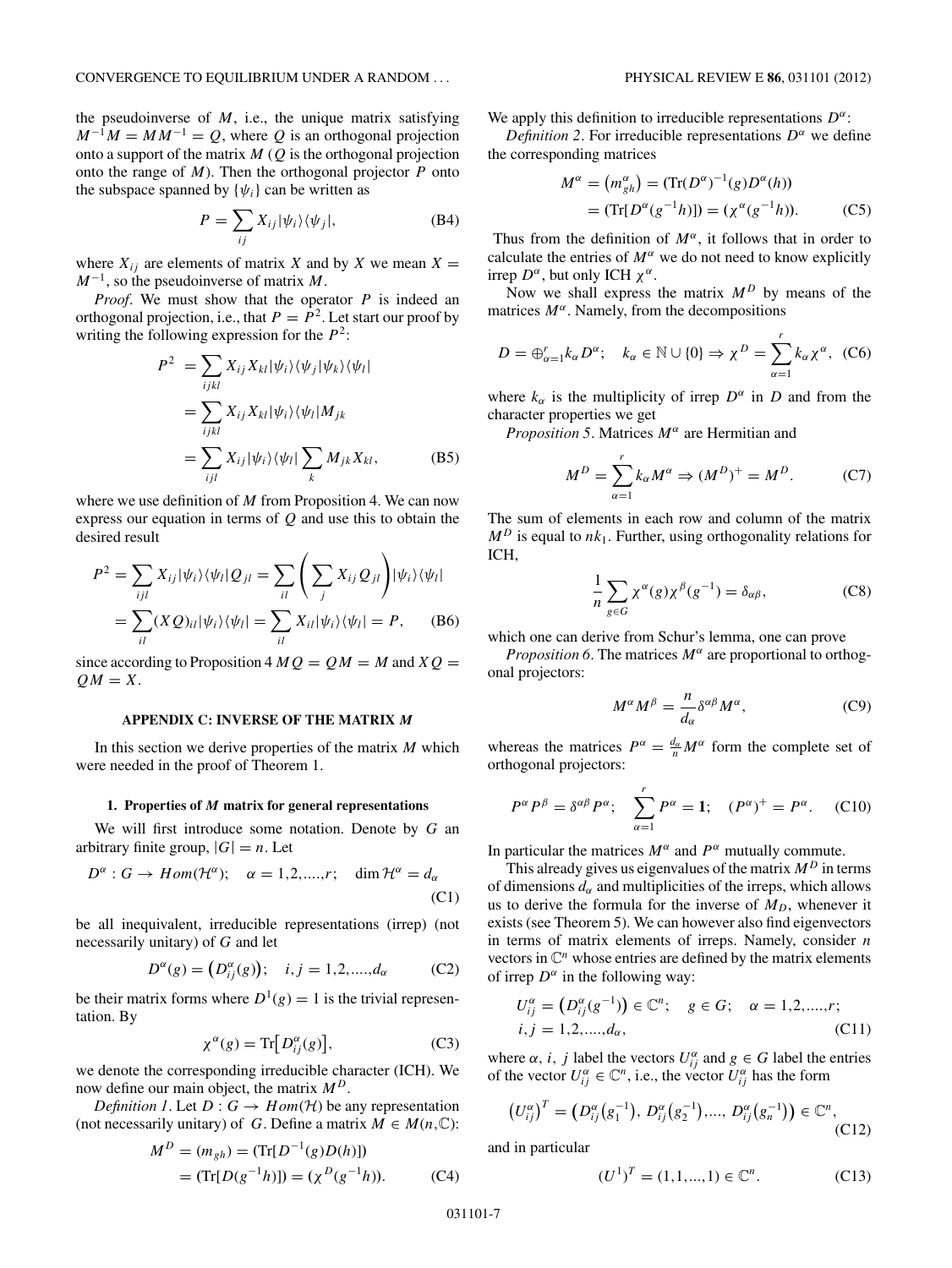the pseudoinverse of $M$, i.e., the unique matrix satisfying $M^{-1}M = MM^{-1} = Q$, where $Q$ is an orthogonal projection onto a support of the matrix $M$ ($Q$ is the orthogonal projection onto the range of $M$). Then the orthogonal projector $P$ onto the subspace spanned by $\{\psi_i\}$ can be written as

$$P = \sum_{ij} X_{ij} |\psi_i\rangle\langle\psi_j|, \tag{B4}$$

where $X_{ij}$ are elements of matrix $X$ and by $X$ we mean $X = M^{-1}$, so the pseudoinverse of matrix $M$.

*Proof*. We must show that the operator $P$ is indeed an orthogonal projection, i.e., that $P = P^2$. Let start our proof by writing the following expression for the $P^2$:

$$\begin{aligned} P^2 &= \sum_{ijkl} X_{ij} X_{kl} |\psi_i\rangle\langle\psi_j|\psi_k\rangle\langle\psi_l| \\ &= \sum_{ijkl} X_{ij} X_{kl} |\psi_i\rangle\langle\psi_l| M_{jk} \\ &= \sum_{ijl} X_{ij} |\psi_i\rangle\langle\psi_l| \sum_k M_{jk} X_{kl}, \end{aligned} \tag{B5}$$

where we use definition of $M$ from Proposition 4. We can now express our equation in terms of $Q$ and use this to obtain the desired result

$$\begin{aligned} P^2 &= \sum_{ijl} X_{ij} |\psi_i\rangle\langle\psi_l| Q_{jl} = \sum_{il} \left( \sum_j X_{ij} Q_{jl} \right) |\psi_i\rangle\langle\psi_l| \\ &= \sum_{il} (XQ)_{il} |\psi_i\rangle\langle\psi_l| = \sum_{il} X_{il} |\psi_i\rangle\langle\psi_l| = P, \end{aligned} \tag{B6}$$

since according to Proposition 4 $MQ = QM = M$ and $XQ = QM = X$.

## APPENDIX C: INVERSE OF THE MATRIX $M$

In this section we derive properties of the matrix $M$ which were needed in the proof of Theorem 1.

### 1. Properties of $M$ matrix for general representations

We will first introduce some notation. Denote by $G$ an arbitrary finite group, $|G| = n$. Let

$$D^\alpha : G \to Hom(\mathcal{H}^\alpha); \quad \alpha = 1,2,....,r; \quad \dim \mathcal{H}^\alpha = d_\alpha \tag{C1}$$

be all inequivalent, irreducible representations (irrep) (not necessarily unitary) of $G$ and let

$$D^\alpha(g) = \left(D^\alpha_{ij}(g)\right); \quad i,j = 1,2,....,d_\alpha \tag{C2}$$

be their matrix forms where $D^1(g) = 1$ is the trivial representation. By

$$\chi^\alpha(g) = \mathrm{Tr}\left[D^\alpha_{ij}(g)\right], \tag{C3}$$

we denote the corresponding irreducible character (ICH). We now define our main object, the matrix $M^D$.

*Definition 1*. Let $D : G \to Hom(\mathcal{H})$ be any representation (not necessarily unitary) of $G$. Define a matrix $M \in M(n,\mathbb{C})$:

$$\begin{aligned} M^D &= (m_{gh}) = (\mathrm{Tr}[D^{-1}(g)D(h)]) \\ &= (\mathrm{Tr}[D(g^{-1}h)]) = (\chi^D(g^{-1}h)). \end{aligned} \tag{C4}$$

We apply this definition to irreducible representations $D^\alpha$:

*Definition 2*. For irreducible representations $D^\alpha$ we define the corresponding matrices

$$\begin{aligned} M^\alpha &= \left(m^\alpha_{gh}\right) = (\mathrm{Tr}(D^\alpha)^{-1}(g)D^\alpha(h)) \\ &= (\mathrm{Tr}[D^\alpha(g^{-1}h)]) = (\chi^\alpha(g^{-1}h)). \end{aligned} \tag{C5}$$

Thus from the definition of $M^\alpha$, it follows that in order to calculate the entries of $M^\alpha$ we do not need to know explicitly irrep $D^\alpha$, but only ICH $\chi^\alpha$.

Now we shall express the matrix $M^D$ by means of the matrices $M^\alpha$. Namely, from the decompositions

$$D = \oplus_{\alpha=1}^r k_\alpha D^\alpha; \quad k_\alpha \in \mathbb{N} \cup \{0\} \Rightarrow \chi^D = \sum_{\alpha=1}^r k_\alpha \chi^\alpha, \tag{C6}$$

where $k_\alpha$ is the multiplicity of irrep $D^\alpha$ in $D$ and from the character properties we get

*Proposition 5*. Matrices $M^\alpha$ are Hermitian and

$$M^D = \sum_{\alpha=1}^r k_\alpha M^\alpha \Rightarrow (M^D)^+ = M^D. \tag{C7}$$

The sum of elements in each row and column of the matrix $M^D$ is equal to $nk_1$. Further, using orthogonality relations for ICH,

$$\frac{1}{n} \sum_{g\in G} \chi^\alpha(g)\chi^\beta(g^{-1}) = \delta_{\alpha\beta}, \tag{C8}$$

which one can derive from Schur's lemma, one can prove

*Proposition 6*. The matrices $M^\alpha$ are proportional to orthogonal projectors:

$$M^\alpha M^\beta = \frac{n}{d_\alpha} \delta^{\alpha\beta} M^\alpha, \tag{C9}$$

whereas the matrices $P^\alpha = \frac{d_\alpha}{n} M^\alpha$ form the complete set of orthogonal projectors:

$$P^\alpha P^\beta = \delta^{\alpha\beta} P^\alpha; \quad \sum_{\alpha}^r P^\alpha = \mathbf{1}; \quad (P^\alpha)^+ = P^\alpha. \tag{C10}$$

In particular the matrices $M^\alpha$ and $P^\alpha$ mutually commute.

This already gives us eigenvalues of the matrix $M^D$ in terms of dimensions $d_\alpha$ and multiplicities of the irreps, which allows us to derive the formula for the inverse of $M_D$, whenever it exists (see Theorem 5). We can however also find eigenvectors in terms of matrix elements of irreps. Namely, consider $n$ vectors in $\mathbb{C}^n$ whose entries are defined by the matrix elements of irrep $D^\alpha$ in the following way:

$$\begin{aligned} &U^\alpha_{ij} = \left(D^\alpha_{ij}(g^{-1})\right) \in \mathbb{C}^n; \quad g \in G; \quad \alpha = 1,2,....,r; \\ &i,j = 1,2,....,d_\alpha, \end{aligned} \tag{C11}$$

where $\alpha$, $i$, $j$ label the vectors $U^\alpha_{ij}$ and $g \in G$ label the entries of the vector $U^\alpha_{ij} \in \mathbb{C}^n$, i.e., the vector $U^\alpha_{ij}$ has the form

$$\left(U^\alpha_{ij}\right)^T = \left(D^\alpha_{ij}\left(g_1^{-1}\right), D^\alpha_{ij}\left(g_2^{-1}\right), ...., D^\alpha_{ij}\left(g_n^{-1}\right)\right) \in \mathbb{C}^n, \tag{C12}$$

and in particular

$$(U^1)^T = (1,1,...,1) \in \mathbb{C}^n. \tag{C13}$$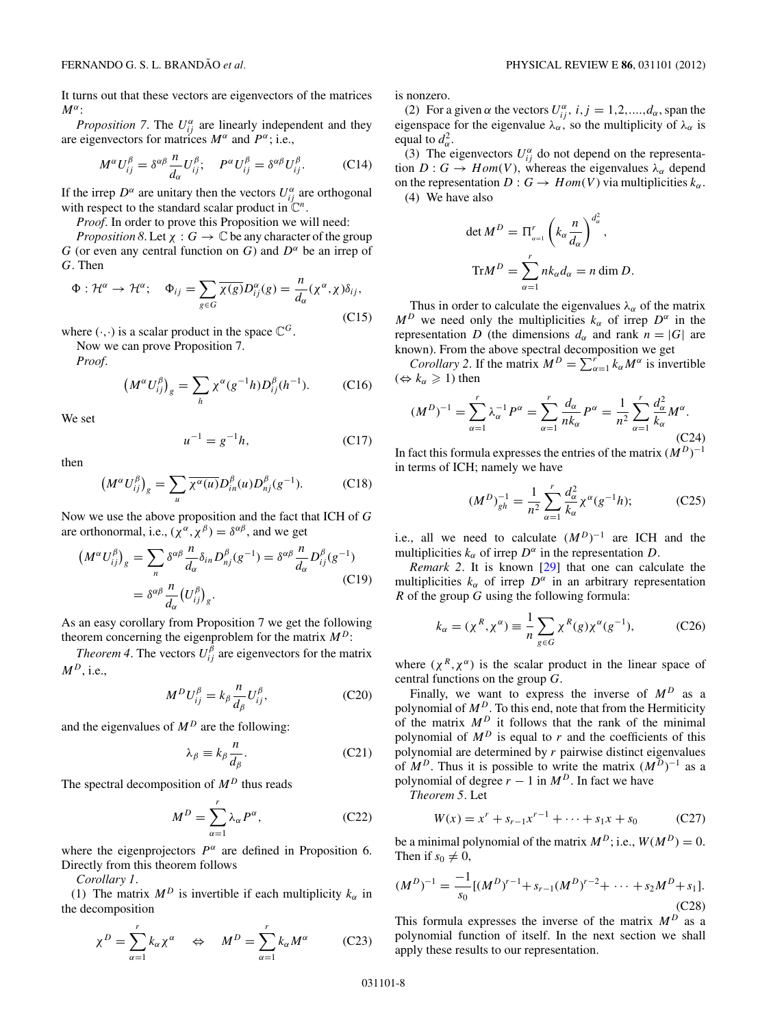It turns out that these vectors are eigenvectors of the matrices $M^\alpha$:

*Proposition 7*. The $U_{ij}^\alpha$ are linearly independent and they are eigenvectors for matrices $M^\alpha$ and $P^\alpha$; i.e.,

$$M^\alpha U_{ij}^\beta = \delta^{\alpha\beta}\frac{n}{d_\alpha}U_{ij}^\beta; \quad P^\alpha U_{ij}^\beta = \delta^{\alpha\beta}U_{ij}^\beta. \tag{C14}$$

If the irrep $D^\alpha$ are unitary then the vectors $U_{ij}^\alpha$ are orthogonal with respect to the standard scalar product in $\mathbb{C}^n$.

*Proof*. In order to prove this Proposition we will need:

*Proposition 8*. Let $\chi : G \to \mathbb{C}$ be any character of the group $G$ (or even any central function on $G$) and $D^\alpha$ be an irrep of $G$. Then

$$\Phi : \mathcal{H}^\alpha \to \mathcal{H}^\alpha; \quad \Phi_{ij} = \sum_{g\in G}\overline{\chi(g)}D_{ij}^\alpha(g) = \frac{n}{d_\alpha}(\chi^\alpha,\chi)\delta_{ij}, \tag{C15}$$

where $(\cdot,\cdot)$ is a scalar product in the space $\mathbb{C}^G$.

Now we can prove Proposition 7.

*Proof*.

$$\left(M^\alpha U_{ij}^\beta\right)_g = \sum_h \chi^\alpha(g^{-1}h)D_{ij}^\beta(h^{-1}). \tag{C16}$$

We set

$$u^{-1} = g^{-1}h, \tag{C17}$$

then

$$\left(M^\alpha U_{ij}^\beta\right)_g = \sum_u \overline{\chi^\alpha(u)}D_{in}^\beta(u)D_{nj}^\beta(g^{-1}). \tag{C18}$$

Now we use the above proposition and the fact that ICH of $G$ are orthonormal, i.e., $(\chi^\alpha,\chi^\beta) = \delta^{\alpha\beta}$, and we get

$$\begin{aligned}\left(M^\alpha U_{ij}^\beta\right)_g &= \sum_n \delta^{\alpha\beta}\frac{n}{d_\alpha}\delta_{in}D_{nj}^\beta(g^{-1}) = \delta^{\alpha\beta}\frac{n}{d_\alpha}D_{ij}^\beta(g^{-1}) \\ &= \delta^{\alpha\beta}\frac{n}{d_\alpha}\left(U_{ij}^\beta\right)_g.\end{aligned} \tag{C19}$$

As an easy corollary from Proposition 7 we get the following theorem concerning the eigenproblem for the matrix $M^D$:

*Theorem 4*. The vectors $U_{ij}^\beta$ are eigenvectors for the matrix $M^D$, i.e.,

$$M^D U_{ij}^\beta = k_\beta\frac{n}{d_\beta}U_{ij}^\beta, \tag{C20}$$

and the eigenvalues of $M^D$ are the following:

$$\lambda_\beta \equiv k_\beta\frac{n}{d_\beta}. \tag{C21}$$

The spectral decomposition of $M^D$ thus reads

$$M^D = \sum_{\alpha=1}^r \lambda_\alpha P^\alpha, \tag{C22}$$

where the eigenprojectors $P^\alpha$ are defined in Proposition 6. Directly from this theorem follows

*Corollary 1*.

(1) The matrix $M^D$ is invertible if each multiplicity $k_\alpha$ in the decomposition

$$\chi^D = \sum_{\alpha=1}^r k_\alpha\chi^\alpha \quad\Leftrightarrow\quad M^D = \sum_{\alpha=1}^r k_\alpha M^\alpha \tag{C23}$$

is nonzero.

(2) For a given $\alpha$ the vectors $U_{ij}^\alpha$, $i,j = 1,2,\ldots,d_\alpha$, span the eigenspace for the eigenvalue $\lambda_\alpha$, so the multiplicity of $\lambda_\alpha$ is equal to $d_\alpha^2$.

(3) The eigenvectors $U_{ij}^\alpha$ do not depend on the representation $D : G \to Hom(V)$, whereas the eigenvalues $\lambda_\alpha$ depend on the representation $D : G \to Hom(V)$ via multiplicities $k_\alpha$.

(4) We have also

$$\det M^D = \Pi_{\alpha=1}^r\left(k_\alpha\frac{n}{d_\alpha}\right)^{d_\alpha^2},$$

$$\mathrm{Tr}M^D = \sum_{\alpha=1}^r nk_\alpha d_\alpha = n\dim D.$$

Thus in order to calculate the eigenvalues $\lambda_\alpha$ of the matrix $M^D$ we need only the multiplicities $k_\alpha$ of irrep $D^\alpha$ in the representation $D$ (the dimensions $d_\alpha$ and rank $n = |G|$ are known). From the above spectral decomposition we get

*Corollary 2*. If the matrix $M^D = \sum_{\alpha=1}^r k_\alpha M^\alpha$ is invertible ($\Leftrightarrow k_\alpha \geqslant 1$) then

$$(M^D)^{-1} = \sum_{\alpha=1}^r \lambda_\alpha^{-1}P^\alpha = \sum_{\alpha=1}^r\frac{d_\alpha}{nk_\alpha}P^\alpha = \frac{1}{n^2}\sum_{\alpha=1}^r\frac{d_\alpha^2}{k_\alpha}M^\alpha. \tag{C24}$$

In fact this formula expresses the entries of the matrix $(M^D)^{-1}$ in terms of ICH; namely we have

$$(M^D)^{-1}_{gh} = \frac{1}{n^2}\sum_{\alpha=1}^r\frac{d_\alpha^2}{k_\alpha}\chi^\alpha(g^{-1}h); \tag{C25}$$

i.e., all we need to calculate $(M^D)^{-1}$ are ICH and the multiplicities $k_\alpha$ of irrep $D^\alpha$ in the representation $D$.

*Remark 2*. It is known [29] that one can calculate the multiplicities $k_\alpha$ of irrep $D^\alpha$ in an arbitrary representation $R$ of the group $G$ using the following formula:

$$k_\alpha = (\chi^R,\chi^\alpha) \equiv \frac{1}{n}\sum_{g\in G}\chi^R(g)\chi^\alpha(g^{-1}), \tag{C26}$$

where $(\chi^R,\chi^\alpha)$ is the scalar product in the linear space of central functions on the group $G$.

Finally, we want to express the inverse of $M^D$ as a polynomial of $M^D$. To this end, note that from the Hermiticity of the matrix $M^D$ it follows that the rank of the minimal polynomial of $M^D$ is equal to $r$ and the coefficients of this polynomial are determined by $r$ pairwise distinct eigenvalues of $M^D$. Thus it is possible to write the matrix $(M^D)^{-1}$ as a polynomial of degree $r-1$ in $M^D$. In fact we have

*Theorem 5*. Let

$$W(x) = x^r + s_{r-1}x^{r-1} + \cdots + s_1x + s_0 \tag{C27}$$

be a minimal polynomial of the matrix $M^D$; i.e., $W(M^D) = 0$. Then if $s_0 \neq 0$,

$$(M^D)^{-1} = \frac{-1}{s_0}[(M^D)^{r-1} + s_{r-1}(M^D)^{r-2} + \cdots + s_2M^D + s_1]. \tag{C28}$$

This formula expresses the inverse of the matrix $M^D$ as a polynomial function of itself. In the next section we shall apply these results to our representation.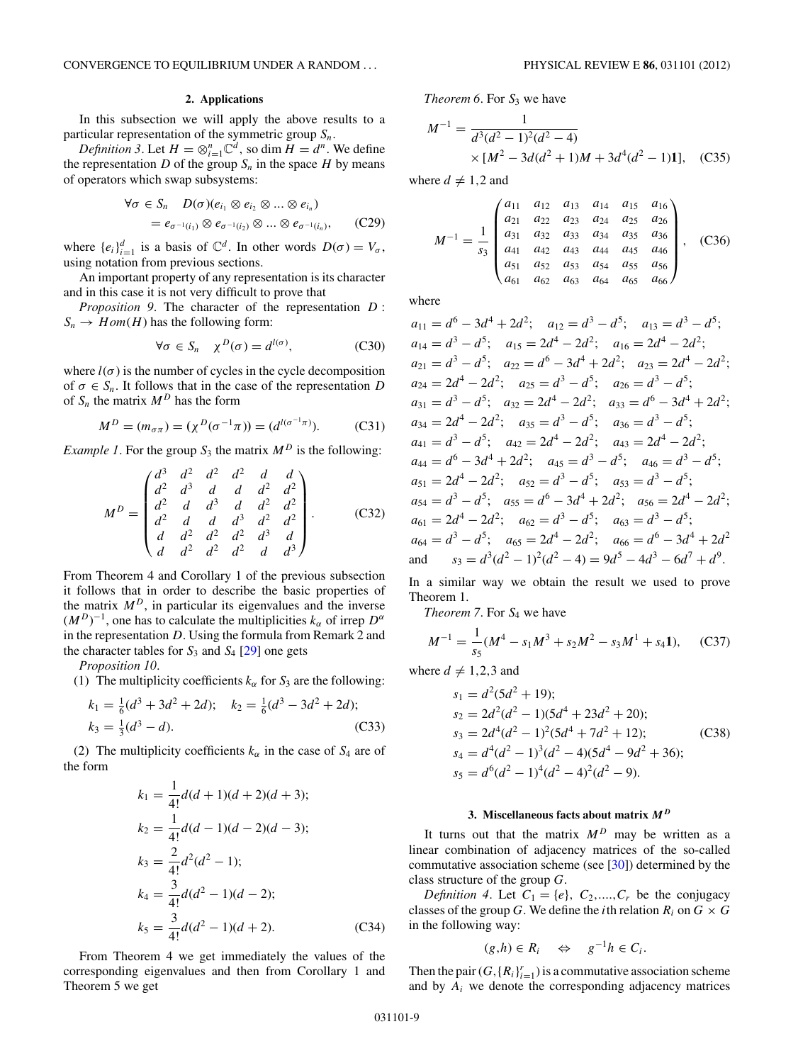### 2. Applications

In this subsection we will apply the above results to a particular representation of the symmetric group $S_n$.

*Definition 3.* Let $H = \otimes_{i=1}^{n} \mathbb{C}^d$, so $\dim H = d^n$. We define the representation $D$ of the group $S_n$ in the space $H$ by means of operators which swap subsystems:

$$\forall \sigma \in S_n \quad D(\sigma)(e_{i_1} \otimes e_{i_2} \otimes \ldots \otimes e_{i_n}) = e_{\sigma^{-1}(i_1)} \otimes e_{\sigma^{-1}(i_2)} \otimes \ldots \otimes e_{\sigma^{-1}(i_n)}, \tag{C29}$$

where $\{e_i\}_{i=1}^{d}$ is a basis of $\mathbb{C}^d$. In other words $D(\sigma) = V_\sigma$, using notation from previous sections.

An important property of any representation is its character and in this case it is not very difficult to prove that

*Proposition 9.* The character of the representation $D : S_n \to Hom(H)$ has the following form:

$$\forall \sigma \in S_n \quad \chi^D(\sigma) = d^{l(\sigma)}, \tag{C30}$$

where $l(\sigma)$ is the number of cycles in the cycle decomposition of $\sigma \in S_n$. It follows that in the case of the representation $D$ of $S_n$ the matrix $M^D$ has the form

$$M^D = (m_{\sigma\pi}) = (\chi^D(\sigma^{-1}\pi)) = (d^{l(\sigma^{-1}\pi)}). \tag{C31}$$

*Example 1.* For the group $S_3$ the matrix $M^D$ is the following:

$$M^D = \begin{pmatrix} d^3 & d^2 & d^2 & d^2 & d & d \\ d^2 & d^3 & d & d & d^2 & d^2 \\ d^2 & d & d^3 & d & d^2 & d^2 \\ d^2 & d & d & d^3 & d^2 & d^2 \\ d & d^2 & d^2 & d^2 & d^3 & d \\ d & d^2 & d^2 & d^2 & d & d^3 \end{pmatrix}. \tag{C32}$$

From Theorem 4 and Corollary 1 of the previous subsection it follows that in order to describe the basic properties of the matrix $M^D$, in particular its eigenvalues and the inverse $(M^D)^{-1}$, one has to calculate the multiplicities $k_\alpha$ of irrep $D^\alpha$ in the representation $D$. Using the formula from Remark 2 and the character tables for $S_3$ and $S_4$ [29] one gets

*Proposition 10.*

(1) The multiplicity coefficients $k_\alpha$ for $S_3$ are the following:

$$k_1 = \tfrac{1}{6}(d^3 + 3d^2 + 2d); \quad k_2 = \tfrac{1}{6}(d^3 - 3d^2 + 2d);$$
$$k_3 = \tfrac{1}{3}(d^3 - d). \tag{C33}$$

(2) The multiplicity coefficients $k_\alpha$ in the case of $S_4$ are of the form

$$\begin{aligned} k_1 &= \frac{1}{4!}d(d+1)(d+2)(d+3); \\ k_2 &= \frac{1}{4!}d(d-1)(d-2)(d-3); \\ k_3 &= \frac{2}{4!}d^2(d^2-1); \\ k_4 &= \frac{3}{4!}d(d^2-1)(d-2); \\ k_5 &= \frac{3}{4!}d(d^2-1)(d+2). \end{aligned} \tag{C34}$$

From Theorem 4 we get immediately the values of the corresponding eigenvalues and then from Corollary 1 and Theorem 5 we get

*Theorem 6.* For $S_3$ we have

$$M^{-1} = \frac{1}{d^3(d^2-1)^2(d^2-4)} \times [M^2 - 3d(d^2+1)M + 3d^4(d^2-1)\mathbf{1}], \tag{C35}$$

where $d \neq 1,2$ and

$$M^{-1} = \frac{1}{s_3}\begin{pmatrix} a_{11} & a_{12} & a_{13} & a_{14} & a_{15} & a_{16} \\ a_{21} & a_{22} & a_{23} & a_{24} & a_{25} & a_{26} \\ a_{31} & a_{32} & a_{33} & a_{34} & a_{35} & a_{36} \\ a_{41} & a_{42} & a_{43} & a_{44} & a_{45} & a_{46} \\ a_{51} & a_{52} & a_{53} & a_{54} & a_{55} & a_{56} \\ a_{61} & a_{62} & a_{63} & a_{64} & a_{65} & a_{66} \end{pmatrix}, \tag{C36}$$

where

$a_{11} = d^6 - 3d^4 + 2d^2$; $\quad a_{12} = d^3 - d^5$; $\quad a_{13} = d^3 - d^5$;
$a_{14} = d^3 - d^5$; $\quad a_{15} = 2d^4 - 2d^2$; $\quad a_{16} = 2d^4 - 2d^2$;
$a_{21} = d^3 - d^5$; $\quad a_{22} = d^6 - 3d^4 + 2d^2$; $\quad a_{23} = 2d^4 - 2d^2$;
$a_{24} = 2d^4 - 2d^2$; $\quad a_{25} = d^3 - d^5$; $\quad a_{26} = d^3 - d^5$;
$a_{31} = d^3 - d^5$; $\quad a_{32} = 2d^4 - 2d^2$; $\quad a_{33} = d^6 - 3d^4 + 2d^2$;
$a_{34} = 2d^4 - 2d^2$; $\quad a_{35} = d^3 - d^5$; $\quad a_{36} = d^3 - d^5$;
$a_{41} = d^3 - d^5$; $\quad a_{42} = 2d^4 - 2d^2$; $\quad a_{43} = 2d^4 - 2d^2$;
$a_{44} = d^6 - 3d^4 + 2d^2$; $\quad a_{45} = d^3 - d^5$; $\quad a_{46} = d^3 - d^5$;
$a_{51} = 2d^4 - 2d^2$; $\quad a_{52} = d^3 - d^5$; $\quad a_{53} = d^3 - d^5$;
$a_{54} = d^3 - d^5$; $\quad a_{55} = d^6 - 3d^4 + 2d^2$; $\quad a_{56} = 2d^4 - 2d^2$;
$a_{61} = 2d^4 - 2d^2$; $\quad a_{62} = d^3 - d^5$; $\quad a_{63} = d^3 - d^5$;
$a_{64} = d^3 - d^5$; $\quad a_{65} = 2d^4 - 2d^2$; $\quad a_{66} = d^6 - 3d^4 + 2d^2$
and $\quad s_3 = d^3(d^2-1)^2(d^2-4) = 9d^5 - 4d^3 - 6d^7 + d^9$.

In a similar way we obtain the result we used to prove Theorem 1.

*Theorem 7.* For $S_4$ we have

$$M^{-1} = \frac{1}{s_5}(M^4 - s_1 M^3 + s_2 M^2 - s_3 M^1 + s_4 \mathbf{1}), \tag{C37}$$

where $d \neq 1,2,3$ and

$$\begin{aligned} s_1 &= d^2(5d^2 + 19); \\ s_2 &= 2d^2(d^2-1)(5d^4 + 23d^2 + 20); \\ s_3 &= 2d^4(d^2-1)^2(5d^4 + 7d^2 + 12); \\ s_4 &= d^4(d^2-1)^3(d^2-4)(5d^4 - 9d^2 + 36); \\ s_5 &= d^6(d^2-1)^4(d^2-4)^2(d^2-9). \end{aligned} \tag{C38}$$

### 3. Miscellaneous facts about matrix $M^D$

It turns out that the matrix $M^D$ may be written as a linear combination of adjacency matrices of the so-called commutative association scheme (see [30]) determined by the class structure of the group $G$.

*Definition 4.* Let $C_1 = \{e\}, C_2, \ldots, C_r$ be the conjugacy classes of the group $G$. We define the $i$th relation $R_i$ on $G \times G$ in the following way:

$$(g,h) \in R_i \quad \Leftrightarrow \quad g^{-1}h \in C_i.$$

Then the pair $(G, \{R_i\}_{i=1}^{r})$ is a commutative association scheme and by $A_i$ we denote the corresponding adjacency matrices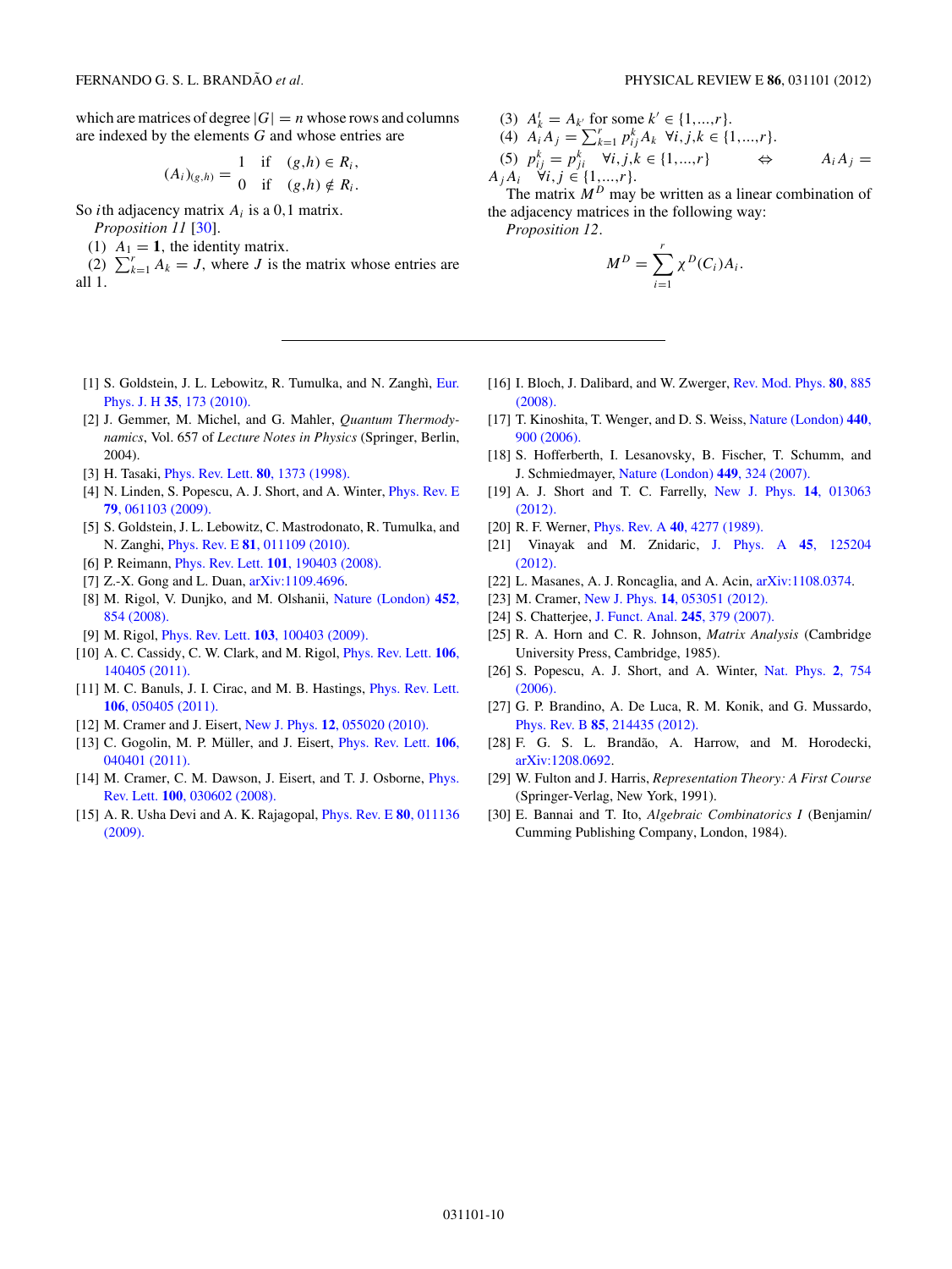which are matrices of degree $|G| = n$ whose rows and columns are indexed by the elements $G$ and whose entries are

$$(A_i)_{(g,h)} = \begin{cases} 1 & \text{if} \quad (g,h) \in R_i, \\ 0 & \text{if} \quad (g,h) \notin R_i. \end{cases}$$

So $i$th adjacency matrix $A_i$ is a 0,1 matrix.

*Proposition 11* [30].

(1) $A_1 = \mathbf{1}$, the identity matrix.

(2) $\sum_{k=1}^{r} A_k = J$, where $J$ is the matrix whose entries are all 1.

(3) $A_k^t = A_{k'}$ for some $k' \in \{1,\ldots,r\}$.

(4) $A_i A_j = \sum_{k=1}^{r} p_{ij}^k A_k \quad \forall i,j,k \in \{1,\ldots,r\}$.

(5) $p_{ij}^k = p_{ji}^k \quad \forall i,j,k \in \{1,\ldots,r\} \quad \Leftrightarrow \quad A_i A_j = A_j A_i \quad \forall i,j \in \{1,\ldots,r\}$.

The matrix $M^D$ may be written as a linear combination of the adjacency matrices in the following way:

*Proposition 12*.

$$M^D = \sum_{i=1}^{r} \chi^D(C_i) A_i.$$

---

[1] S. Goldstein, J. L. Lebowitz, R. Tumulka, and N. Zanghì, Eur. Phys. J. H **35**, 173 (2010).

[2] J. Gemmer, M. Michel, and G. Mahler, *Quantum Thermodynamics*, Vol. 657 of *Lecture Notes in Physics* (Springer, Berlin, 2004).

[3] H. Tasaki, Phys. Rev. Lett. **80**, 1373 (1998).

[4] N. Linden, S. Popescu, A. J. Short, and A. Winter, Phys. Rev. E **79**, 061103 (2009).

[5] S. Goldstein, J. L. Lebowitz, C. Mastrodonato, R. Tumulka, and N. Zanghi, Phys. Rev. E **81**, 011109 (2010).

[6] P. Reimann, Phys. Rev. Lett. **101**, 190403 (2008).

[7] Z.-X. Gong and L. Duan, arXiv:1109.4696.

[8] M. Rigol, V. Dunjko, and M. Olshanii, Nature (London) **452**, 854 (2008).

[9] M. Rigol, Phys. Rev. Lett. **103**, 100403 (2009).

[10] A. C. Cassidy, C. W. Clark, and M. Rigol, Phys. Rev. Lett. **106**, 140405 (2011).

[11] M. C. Banuls, J. I. Cirac, and M. B. Hastings, Phys. Rev. Lett. **106**, 050405 (2011).

[12] M. Cramer and J. Eisert, New J. Phys. **12**, 055020 (2010).

[13] C. Gogolin, M. P. Müller, and J. Eisert, Phys. Rev. Lett. **106**, 040401 (2011).

[14] M. Cramer, C. M. Dawson, J. Eisert, and T. J. Osborne, Phys. Rev. Lett. **100**, 030602 (2008).

[15] A. R. Usha Devi and A. K. Rajagopal, Phys. Rev. E **80**, 011136 (2009).

[16] I. Bloch, J. Dalibard, and W. Zwerger, Rev. Mod. Phys. **80**, 885 (2008).

[17] T. Kinoshita, T. Wenger, and D. S. Weiss, Nature (London) **440**, 900 (2006).

[18] S. Hofferberth, I. Lesanovsky, B. Fischer, T. Schumm, and J. Schmiedmayer, Nature (London) **449**, 324 (2007).

[19] A. J. Short and T. C. Farrelly, New J. Phys. **14**, 013063 (2012).

[20] R. F. Werner, Phys. Rev. A **40**, 4277 (1989).

[21] Vinayak and M. Znidaric, J. Phys. A **45**, 125204 (2012).

[22] L. Masanes, A. J. Roncaglia, and A. Acin, arXiv:1108.0374.

[23] M. Cramer, New J. Phys. **14**, 053051 (2012).

[24] S. Chatterjee, J. Funct. Anal. **245**, 379 (2007).

[25] R. A. Horn and C. R. Johnson, *Matrix Analysis* (Cambridge University Press, Cambridge, 1985).

[26] S. Popescu, A. J. Short, and A. Winter, Nat. Phys. **2**, 754 (2006).

[27] G. P. Brandino, A. De Luca, R. M. Konik, and G. Mussardo, Phys. Rev. B **85**, 214435 (2012).

[28] F. G. S. L. Brandão, A. Harrow, and M. Horodecki, arXiv:1208.0692.

[29] W. Fulton and J. Harris, *Representation Theory: A First Course* (Springer-Verlag, New York, 1991).

[30] E. Bannai and T. Ito, *Algebraic Combinatorics I* (Benjamin/Cumming Publishing Company, London, 1984).